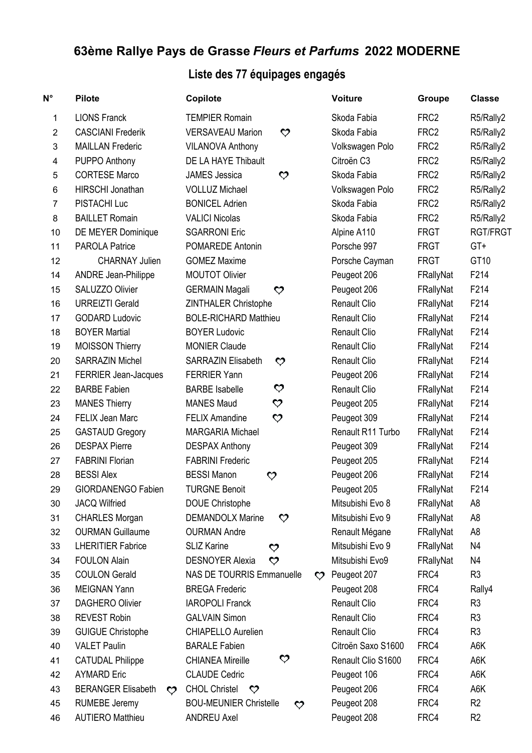# 63ème Rallye Pays de Grasse *Fleurs et Parfums* 2022 MODERNE

## Liste des 77 équipages engagés

| N° | Pilote | Copilote | Voiture | Groupe | Classe |
|---|---|---|---|---|---|
| 1 | LIONS Franck | TEMPIER Romain | Skoda Fabia | FRC2 | R5/Rally2 |
| 2 | CASCIANI Frederik | VERSAVEAU Marion ♡ | Skoda Fabia | FRC2 | R5/Rally2 |
| 3 | MAILLAN Frederic | VILANOVA Anthony | Volkswagen Polo | FRC2 | R5/Rally2 |
| 4 | PUPPO Anthony | DE LA HAYE Thibault | Citroën C3 | FRC2 | R5/Rally2 |
| 5 | CORTESE Marco | JAMES Jessica ♡ | Skoda Fabia | FRC2 | R5/Rally2 |
| 6 | HIRSCHI Jonathan | VOLLUZ Michael | Volkswagen Polo | FRC2 | R5/Rally2 |
| 7 | PISTACHI Luc | BONICEL Adrien | Skoda Fabia | FRC2 | R5/Rally2 |
| 8 | BAILLET Romain | VALICI Nicolas | Skoda Fabia | FRC2 | R5/Rally2 |
| 10 | DE MEYER Dominique | SGARRONI Eric | Alpine A110 | FRGT | RGT/FRGT |
| 11 | PAROLA Patrice | POMAREDE Antonin | Porsche 997 | FRGT | GT+ |
| 12 | CHARNAY Julien | GOMEZ Maxime | Porsche Cayman | FRGT | GT10 |
| 14 | ANDRE Jean-Philippe | MOUTOT Olivier | Peugeot 206 | FRallyNat | F214 |
| 15 | SALUZZO Olivier | GERMAIN Magali ♡ | Peugeot 206 | FRallyNat | F214 |
| 16 | URREIZTI Gerald | ZINTHALER Christophe | Renault Clio | FRallyNat | F214 |
| 17 | GODARD Ludovic | BOLE-RICHARD Matthieu | Renault Clio | FRallyNat | F214 |
| 18 | BOYER Martial | BOYER Ludovic | Renault Clio | FRallyNat | F214 |
| 19 | MOISSON Thierry | MONIER Claude | Renault Clio | FRallyNat | F214 |
| 20 | SARRAZIN Michel | SARRAZIN Elisabeth ♡ | Renault Clio | FRallyNat | F214 |
| 21 | FERRIER Jean-Jacques | FERRIER Yann | Peugeot 206 | FRallyNat | F214 |
| 22 | BARBE Fabien | BARBE Isabelle ♡ | Renault Clio | FRallyNat | F214 |
| 23 | MANES Thierry | MANES Maud ♡ | Peugeot 205 | FRallyNat | F214 |
| 24 | FELIX Jean Marc | FELIX Amandine ♡ | Peugeot 309 | FRallyNat | F214 |
| 25 | GASTAUD Gregory | MARGARIA Michael | Renault R11 Turbo | FRallyNat | F214 |
| 26 | DESPAX Pierre | DESPAX Anthony | Peugeot 309 | FRallyNat | F214 |
| 27 | FABRINI Florian | FABRINI Frederic | Peugeot 205 | FRallyNat | F214 |
| 28 | BESSI Alex | BESSI Manon ♡ | Peugeot 206 | FRallyNat | F214 |
| 29 | GIORDANENGO Fabien | TURGNE Benoit | Peugeot 205 | FRallyNat | F214 |
| 30 | JACQ Wilfried | DOUE Christophe | Mitsubishi Evo 8 | FRallyNat | A8 |
| 31 | CHARLES Morgan | DEMANDOLX Marine ♡ | Mitsubishi Evo 9 | FRallyNat | A8 |
| 32 | OURMAN Guillaume | OURMAN Andre | Renault Mégane | FRallyNat | A8 |
| 33 | LHERITIER Fabrice | SLIZ Karine ♡ | Mitsubishi Evo 9 | FRallyNat | N4 |
| 34 | FOULON Alain | DESNOYER Alexia ♡ | Mitsubishi Evo9 | FRallyNat | N4 |
| 35 | COULON Gerald | NAS DE TOURRIS Emmanuelle ♡ | Peugeot 207 | FRC4 | R3 |
| 36 | MEIGNAN Yann | BREGA Frederic | Peugeot 208 | FRC4 | Rally4 |
| 37 | DAGHERO Olivier | IAROPOLI Franck | Renault Clio | FRC4 | R3 |
| 38 | REVEST Robin | GALVAIN Simon | Renault Clio | FRC4 | R3 |
| 39 | GUIGUE Christophe | CHIAPELLO Aurelien | Renault Clio | FRC4 | R3 |
| 40 | VALET Paulin | BARALE Fabien | Citroën Saxo S1600 | FRC4 | A6K |
| 41 | CATUDAL Philippe | CHIANEA Mireille ♡ | Renault Clio S1600 | FRC4 | A6K |
| 42 | AYMARD Eric | CLAUDE Cedric | Peugeot 106 | FRC4 | A6K |
| 43 | BERANGER Elisabeth ♡ | CHOL Christel ♡ | Peugeot 206 | FRC4 | A6K |
| 45 | RUMEBE Jeremy | BOU-MEUNIER Christelle ♡ | Peugeot 208 | FRC4 | R2 |
| 46 | AUTIERO Matthieu | ANDREU Axel | Peugeot 208 | FRC4 | R2 |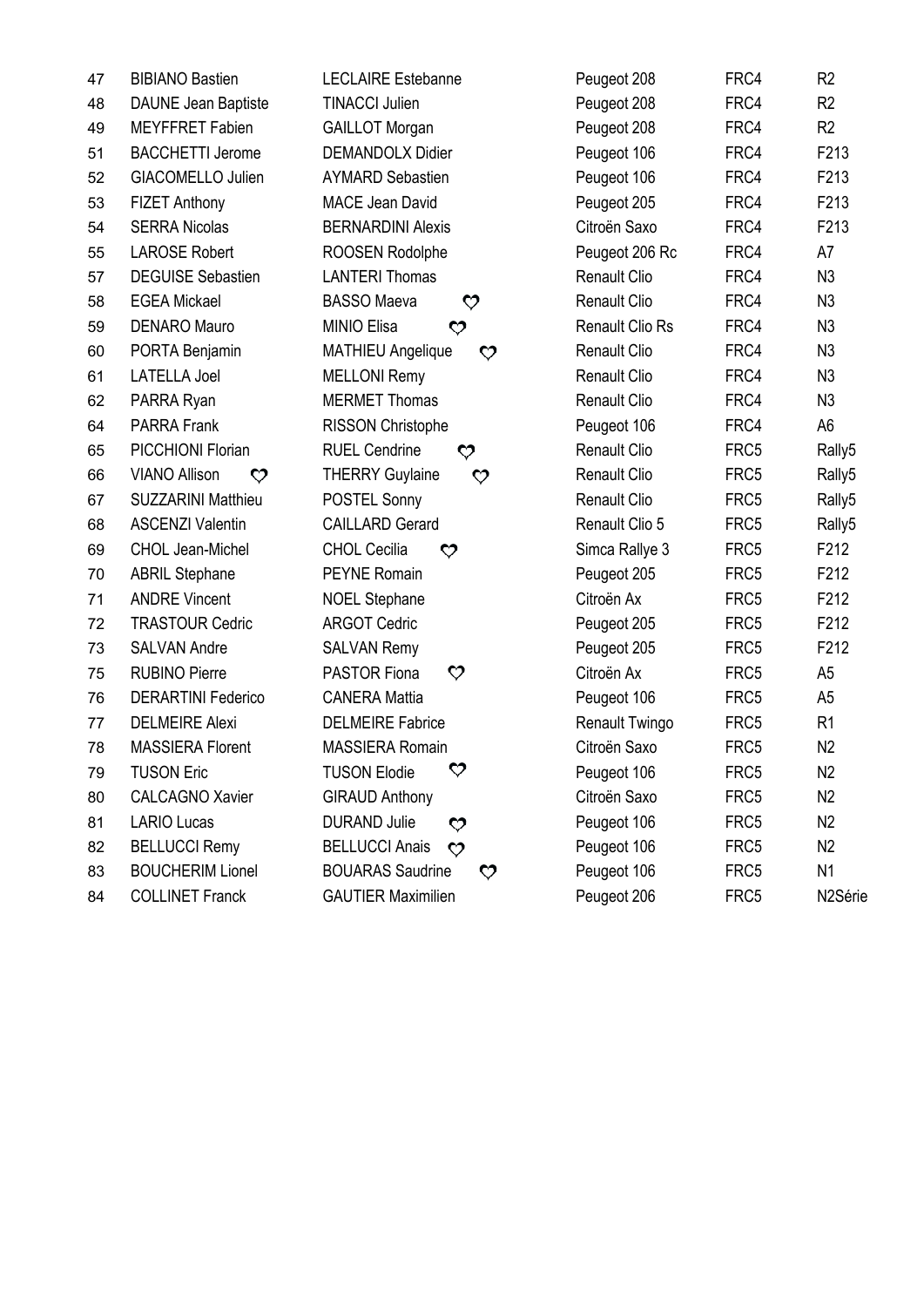| | | | | | |
|---|---|---|---|---|---|
| 47 | BIBIANO Bastien | LECLAIRE Estebanne | Peugeot 208 | FRC4 | R2 |
| 48 | DAUNE Jean Baptiste | TINACCI Julien | Peugeot 208 | FRC4 | R2 |
| 49 | MEYFFRET Fabien | GAILLOT Morgan | Peugeot 208 | FRC4 | R2 |
| 51 | BACCHETTI Jerome | DEMANDOLX Didier | Peugeot 106 | FRC4 | F213 |
| 52 | GIACOMELLO Julien | AYMARD Sebastien | Peugeot 106 | FRC4 | F213 |
| 53 | FIZET Anthony | MACE Jean David | Peugeot 205 | FRC4 | F213 |
| 54 | SERRA Nicolas | BERNARDINI Alexis | Citroën Saxo | FRC4 | F213 |
| 55 | LAROSE Robert | ROOSEN Rodolphe | Peugeot 206 Rc | FRC4 | A7 |
| 57 | DEGUISE Sebastien | LANTERI Thomas | Renault Clio | FRC4 | N3 |
| 58 | EGEA Mickael | BASSO Maeva ♡ | Renault Clio | FRC4 | N3 |
| 59 | DENARO Mauro | MINIO Elisa ♡ | Renault Clio Rs | FRC4 | N3 |
| 60 | PORTA Benjamin | MATHIEU Angelique ♡ | Renault Clio | FRC4 | N3 |
| 61 | LATELLA Joel | MELLONI Remy | Renault Clio | FRC4 | N3 |
| 62 | PARRA Ryan | MERMET Thomas | Renault Clio | FRC4 | N3 |
| 64 | PARRA Frank | RISSON Christophe | Peugeot 106 | FRC4 | A6 |
| 65 | PICCHIONI Florian | RUEL Cendrine ♡ | Renault Clio | FRC5 | Rally5 |
| 66 | VIANO Allison ♡ | THERRY Guylaine ♡ | Renault Clio | FRC5 | Rally5 |
| 67 | SUZZARINI Matthieu | POSTEL Sonny | Renault Clio | FRC5 | Rally5 |
| 68 | ASCENZI Valentin | CAILLARD Gerard | Renault Clio 5 | FRC5 | Rally5 |
| 69 | CHOL Jean-Michel | CHOL Cecilia ♡ | Simca Rallye 3 | FRC5 | F212 |
| 70 | ABRIL Stephane | PEYNE Romain | Peugeot 205 | FRC5 | F212 |
| 71 | ANDRE Vincent | NOEL Stephane | Citroën Ax | FRC5 | F212 |
| 72 | TRASTOUR Cedric | ARGOT Cedric | Peugeot 205 | FRC5 | F212 |
| 73 | SALVAN Andre | SALVAN Remy | Peugeot 205 | FRC5 | F212 |
| 75 | RUBINO Pierre | PASTOR Fiona ♡ | Citroën Ax | FRC5 | A5 |
| 76 | DERARTINI Federico | CANERA Mattia | Peugeot 106 | FRC5 | A5 |
| 77 | DELMEIRE Alexi | DELMEIRE Fabrice | Renault Twingo | FRC5 | R1 |
| 78 | MASSIERA Florent | MASSIERA Romain | Citroën Saxo | FRC5 | N2 |
| 79 | TUSON Eric | TUSON Elodie ♡ | Peugeot 106 | FRC5 | N2 |
| 80 | CALCAGNO Xavier | GIRAUD Anthony | Citroën Saxo | FRC5 | N2 |
| 81 | LARIO Lucas | DURAND Julie ♡ | Peugeot 106 | FRC5 | N2 |
| 82 | BELLUCCI Remy | BELLUCCI Anais ♡ | Peugeot 106 | FRC5 | N2 |
| 83 | BOUCHERIM Lionel | BOUARAS Saudrine ♡ | Peugeot 106 | FRC5 | N1 |
| 84 | COLLINET Franck | GAUTIER Maximilien | Peugeot 206 | FRC5 | N2Série |